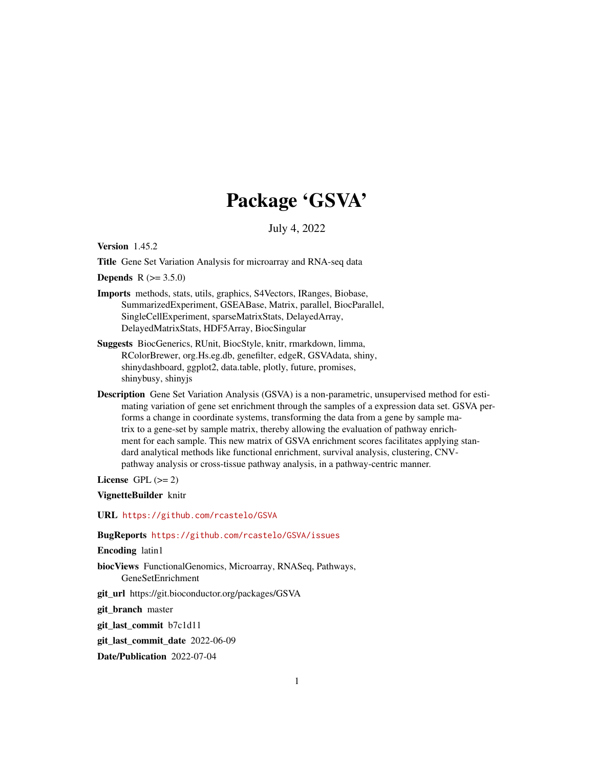# Package 'GSVA'

July 4, 2022

**Version** 1.45.2

**Title** Gene Set Variation Analysis for microarray and RNA-seq data

**Depends** R (>= 3.5.0)

**Imports** methods, stats, utils, graphics, S4Vectors, IRanges, Biobase, SummarizedExperiment, GSEABase, Matrix, parallel, BiocParallel, SingleCellExperiment, sparseMatrixStats, DelayedArray, DelayedMatrixStats, HDF5Array, BiocSingular

**Suggests** BiocGenerics, RUnit, BiocStyle, knitr, rmarkdown, limma, RColorBrewer, org.Hs.eg.db, genefilter, edgeR, GSVAdata, shiny, shinydashboard, ggplot2, data.table, plotly, future, promises, shinybusy, shinyjs

**Description** Gene Set Variation Analysis (GSVA) is a non-parametric, unsupervised method for estimating variation of gene set enrichment through the samples of a expression data set. GSVA performs a change in coordinate systems, transforming the data from a gene by sample matrix to a gene-set by sample matrix, thereby allowing the evaluation of pathway enrichment for each sample. This new matrix of GSVA enrichment scores facilitates applying standard analytical methods like functional enrichment, survival analysis, clustering, CNV-pathway analysis or cross-tissue pathway analysis, in a pathway-centric manner.

**License** GPL (>= 2)

**VignetteBuilder** knitr

**URL** https://github.com/rcastelo/GSVA

**BugReports** https://github.com/rcastelo/GSVA/issues

**Encoding** latin1

**biocViews** FunctionalGenomics, Microarray, RNASeq, Pathways, GeneSetEnrichment

**git_url** https://git.bioconductor.org/packages/GSVA

**git_branch** master

**git_last_commit** b7c1d11

**git_last_commit_date** 2022-06-09

**Date/Publication** 2022-07-04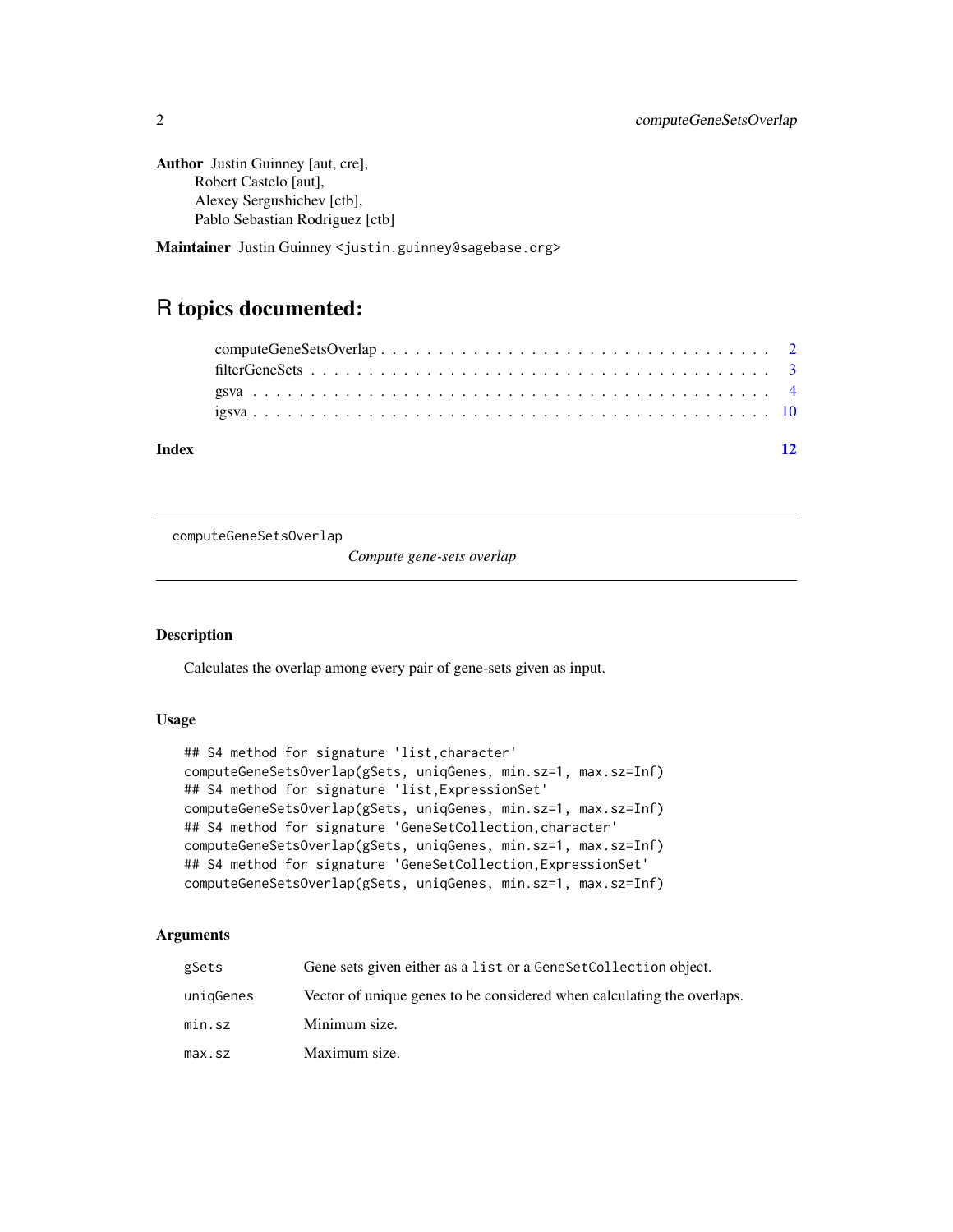**Author** Justin Guinney [aut, cre],
Robert Castelo [aut],
Alexey Sergushichev [ctb],
Pablo Sebastian Rodriguez [ctb]

**Maintainer** Justin Guinney <justin.guinney@sagebase.org>

# R topics documented:

- computeGeneSetsOverlap . . . . . . . . . . . . . . . . . . . . . . . . . . . . . . . . . 2
- filterGeneSets . . . . . . . . . . . . . . . . . . . . . . . . . . . . . . . . . . . . . . 3
- gsva . . . . . . . . . . . . . . . . . . . . . . . . . . . . . . . . . . . . . . . . . . . 4
- igsva . . . . . . . . . . . . . . . . . . . . . . . . . . . . . . . . . . . . . . . . . . 10

**Index** 12

---

`computeGeneSetsOverlap` *Compute gene-sets overlap*

---

### Description

Calculates the overlap among every pair of gene-sets given as input.

### Usage

```
## S4 method for signature 'list,character'
computeGeneSetsOverlap(gSets, uniqGenes, min.sz=1, max.sz=Inf)
## S4 method for signature 'list,ExpressionSet'
computeGeneSetsOverlap(gSets, uniqGenes, min.sz=1, max.sz=Inf)
## S4 method for signature 'GeneSetCollection,character'
computeGeneSetsOverlap(gSets, uniqGenes, min.sz=1, max.sz=Inf)
## S4 method for signature 'GeneSetCollection,ExpressionSet'
computeGeneSetsOverlap(gSets, uniqGenes, min.sz=1, max.sz=Inf)
```

### Arguments

| | |
|---|---|
| `gSets` | Gene sets given either as a `list` or a `GeneSetCollection` object. |
| `uniqGenes` | Vector of unique genes to be considered when calculating the overlaps. |
| `min.sz` | Minimum size. |
| `max.sz` | Maximum size. |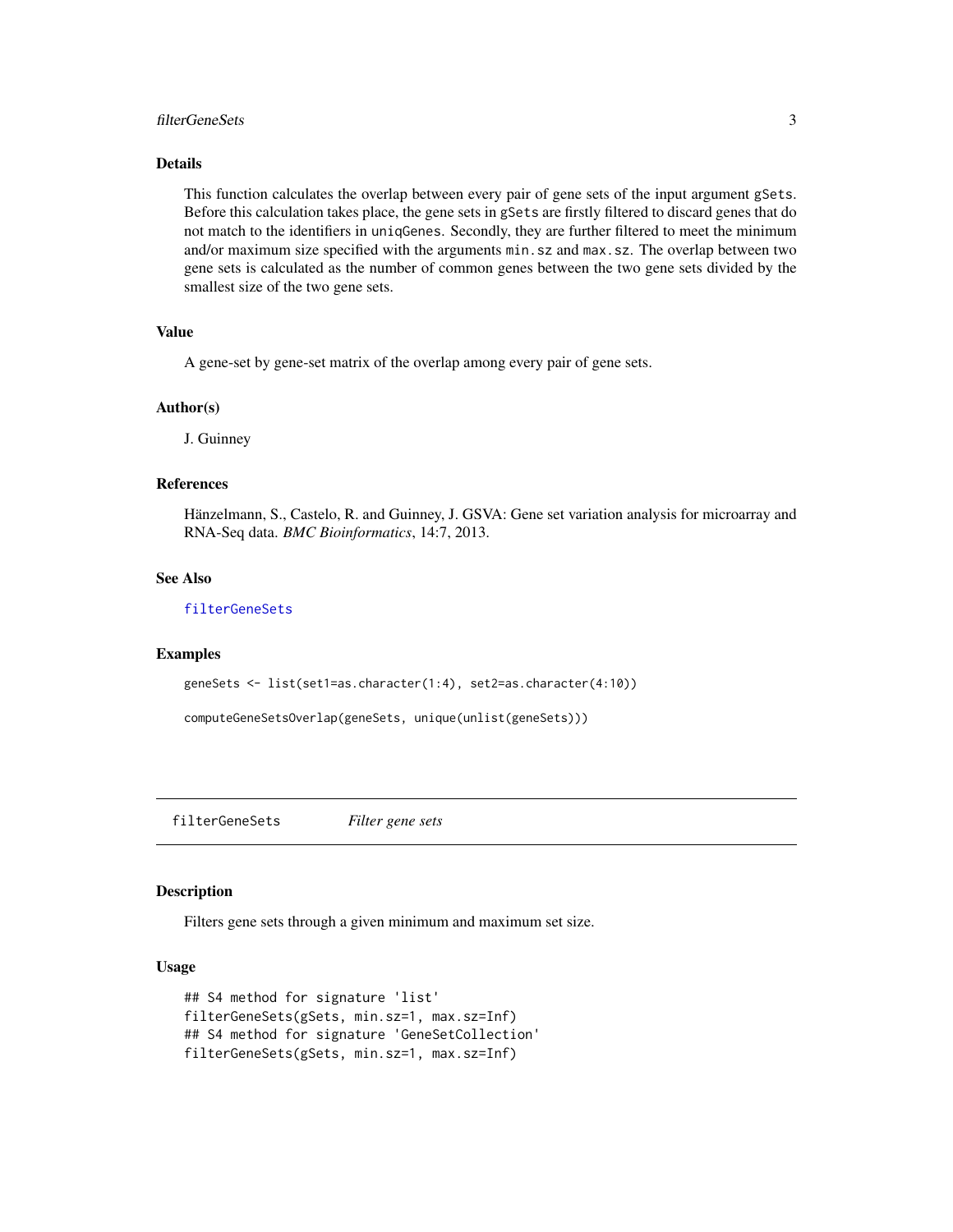## Details

This function calculates the overlap between every pair of gene sets of the input argument `gSets`. Before this calculation takes place, the gene sets in `gSets` are firstly filtered to discard genes that do not match to the identifiers in `uniqGenes`. Secondly, they are further filtered to meet the minimum and/or maximum size specified with the arguments `min.sz` and `max.sz`. The overlap between two gene sets is calculated as the number of common genes between the two gene sets divided by the smallest size of the two gene sets.

## Value

A gene-set by gene-set matrix of the overlap among every pair of gene sets.

## Author(s)

J. Guinney

## References

Hänzelmann, S., Castelo, R. and Guinney, J. GSVA: Gene set variation analysis for microarray and RNA-Seq data. *BMC Bioinformatics*, 14:7, 2013.

## See Also

`filterGeneSets`

## Examples

```
geneSets <- list(set1=as.character(1:4), set2=as.character(4:10))

computeGeneSetsOverlap(geneSets, unique(unlist(geneSets)))
```

---

# filterGeneSets *Filter gene sets*

---

## Description

Filters gene sets through a given minimum and maximum set size.

## Usage

```
## S4 method for signature 'list'
filterGeneSets(gSets, min.sz=1, max.sz=Inf)
## S4 method for signature 'GeneSetCollection'
filterGeneSets(gSets, min.sz=1, max.sz=Inf)
```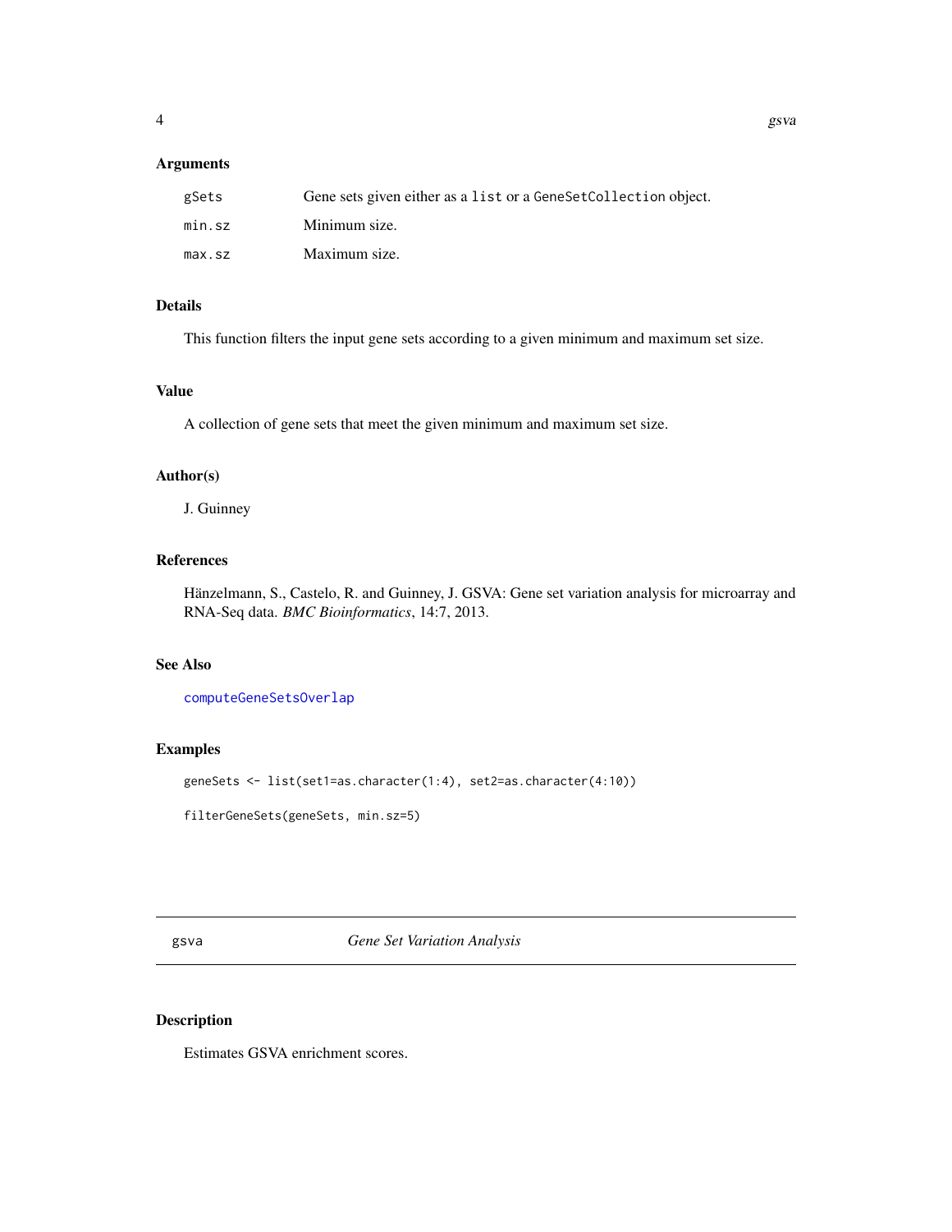### Arguments

| | |
|---|---|
| `gSets` | Gene sets given either as a `list` or a `GeneSetCollection` object. |
| `min.sz` | Minimum size. |
| `max.sz` | Maximum size. |

### Details

This function filters the input gene sets according to a given minimum and maximum set size.

### Value

A collection of gene sets that meet the given minimum and maximum set size.

### Author(s)

J. Guinney

### References

Hänzelmann, S., Castelo, R. and Guinney, J. GSVA: Gene set variation analysis for microarray and RNA-Seq data. *BMC Bioinformatics*, 14:7, 2013.

### See Also

`computeGeneSetsOverlap`

### Examples

```
geneSets <- list(set1=as.character(1:4), set2=as.character(4:10))

filterGeneSets(geneSets, min.sz=5)
```

---

## gsva — *Gene Set Variation Analysis*

---

### Description

Estimates GSVA enrichment scores.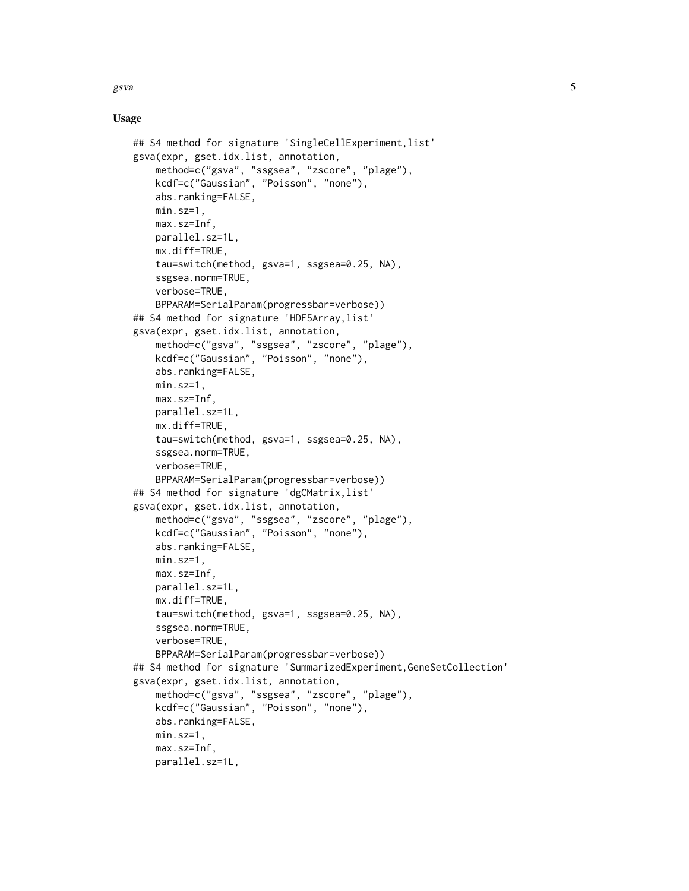## Usage

```
## S4 method for signature 'SingleCellExperiment,list'
gsva(expr, gset.idx.list, annotation,
    method=c("gsva", "ssgsea", "zscore", "plage"),
    kcdf=c("Gaussian", "Poisson", "none"),
    abs.ranking=FALSE,
    min.sz=1,
    max.sz=Inf,
    parallel.sz=1L,
    mx.diff=TRUE,
    tau=switch(method, gsva=1, ssgsea=0.25, NA),
    ssgsea.norm=TRUE,
    verbose=TRUE,
    BPPARAM=SerialParam(progressbar=verbose))
## S4 method for signature 'HDF5Array,list'
gsva(expr, gset.idx.list, annotation,
    method=c("gsva", "ssgsea", "zscore", "plage"),
    kcdf=c("Gaussian", "Poisson", "none"),
    abs.ranking=FALSE,
    min.sz=1,
    max.sz=Inf,
    parallel.sz=1L,
    mx.diff=TRUE,
    tau=switch(method, gsva=1, ssgsea=0.25, NA),
    ssgsea.norm=TRUE,
    verbose=TRUE,
    BPPARAM=SerialParam(progressbar=verbose))
## S4 method for signature 'dgCMatrix,list'
gsva(expr, gset.idx.list, annotation,
    method=c("gsva", "ssgsea", "zscore", "plage"),
    kcdf=c("Gaussian", "Poisson", "none"),
    abs.ranking=FALSE,
    min.sz=1,
    max.sz=Inf,
    parallel.sz=1L,
    mx.diff=TRUE,
    tau=switch(method, gsva=1, ssgsea=0.25, NA),
    ssgsea.norm=TRUE,
    verbose=TRUE,
    BPPARAM=SerialParam(progressbar=verbose))
## S4 method for signature 'SummarizedExperiment,GeneSetCollection'
gsva(expr, gset.idx.list, annotation,
    method=c("gsva", "ssgsea", "zscore", "plage"),
    kcdf=c("Gaussian", "Poisson", "none"),
    abs.ranking=FALSE,
    min.sz=1,
    max.sz=Inf,
    parallel.sz=1L,
```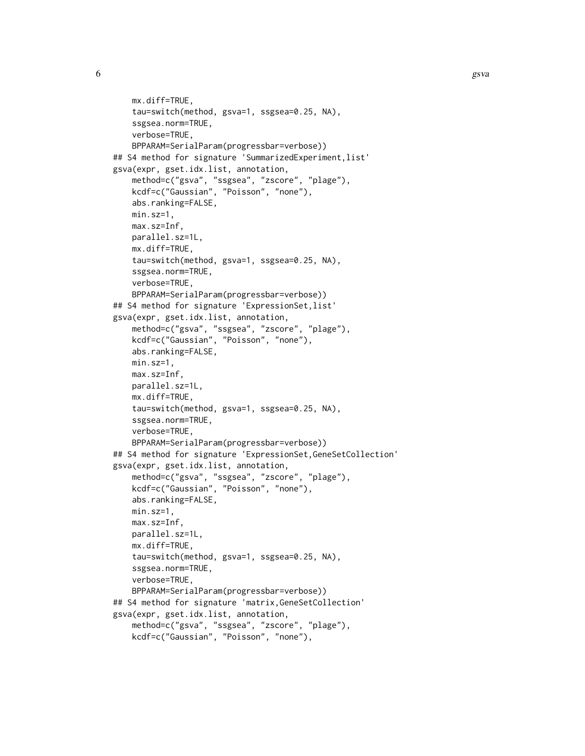```
    mx.diff=TRUE,
    tau=switch(method, gsva=1, ssgsea=0.25, NA),
    ssgsea.norm=TRUE,
    verbose=TRUE,
    BPPARAM=SerialParam(progressbar=verbose))
## S4 method for signature 'SummarizedExperiment,list'
gsva(expr, gset.idx.list, annotation,
    method=c("gsva", "ssgsea", "zscore", "plage"),
    kcdf=c("Gaussian", "Poisson", "none"),
    abs.ranking=FALSE,
    min.sz=1,
    max.sz=Inf,
    parallel.sz=1L,
    mx.diff=TRUE,
    tau=switch(method, gsva=1, ssgsea=0.25, NA),
    ssgsea.norm=TRUE,
    verbose=TRUE,
    BPPARAM=SerialParam(progressbar=verbose))
## S4 method for signature 'ExpressionSet,list'
gsva(expr, gset.idx.list, annotation,
    method=c("gsva", "ssgsea", "zscore", "plage"),
    kcdf=c("Gaussian", "Poisson", "none"),
    abs.ranking=FALSE,
    min.sz=1,
    max.sz=Inf,
    parallel.sz=1L,
    mx.diff=TRUE,
    tau=switch(method, gsva=1, ssgsea=0.25, NA),
    ssgsea.norm=TRUE,
    verbose=TRUE,
    BPPARAM=SerialParam(progressbar=verbose))
## S4 method for signature 'ExpressionSet,GeneSetCollection'
gsva(expr, gset.idx.list, annotation,
    method=c("gsva", "ssgsea", "zscore", "plage"),
    kcdf=c("Gaussian", "Poisson", "none"),
    abs.ranking=FALSE,
    min.sz=1,
    max.sz=Inf,
    parallel.sz=1L,
    mx.diff=TRUE,
    tau=switch(method, gsva=1, ssgsea=0.25, NA),
    ssgsea.norm=TRUE,
    verbose=TRUE,
    BPPARAM=SerialParam(progressbar=verbose))
## S4 method for signature 'matrix,GeneSetCollection'
gsva(expr, gset.idx.list, annotation,
    method=c("gsva", "ssgsea", "zscore", "plage"),
    kcdf=c("Gaussian", "Poisson", "none"),
```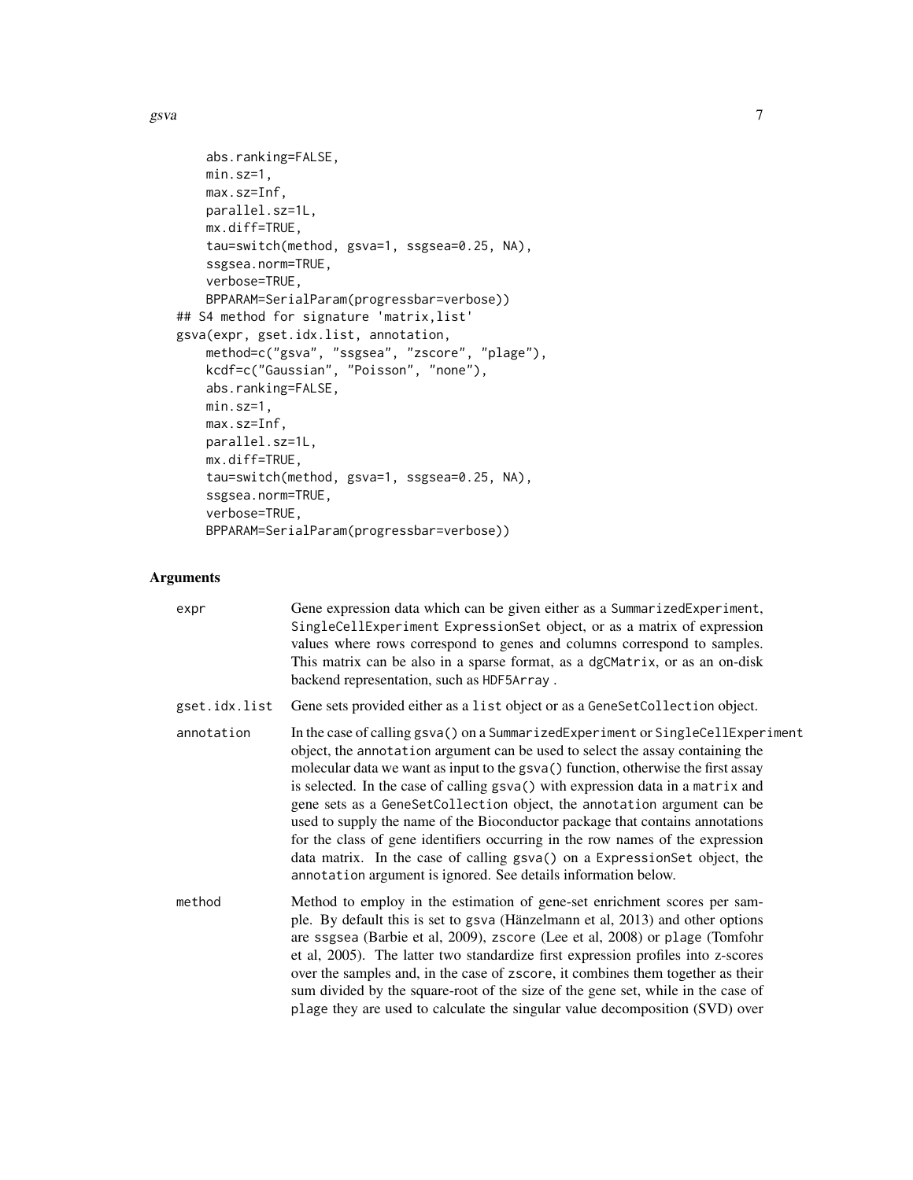```
    abs.ranking=FALSE,
    min.sz=1,
    max.sz=Inf,
    parallel.sz=1L,
    mx.diff=TRUE,
    tau=switch(method, gsva=1, ssgsea=0.25, NA),
    ssgsea.norm=TRUE,
    verbose=TRUE,
    BPPARAM=SerialParam(progressbar=verbose))
## S4 method for signature 'matrix,list'
gsva(expr, gset.idx.list, annotation,
    method=c("gsva", "ssgsea", "zscore", "plage"),
    kcdf=c("Gaussian", "Poisson", "none"),
    abs.ranking=FALSE,
    min.sz=1,
    max.sz=Inf,
    parallel.sz=1L,
    mx.diff=TRUE,
    tau=switch(method, gsva=1, ssgsea=0.25, NA),
    ssgsea.norm=TRUE,
    verbose=TRUE,
    BPPARAM=SerialParam(progressbar=verbose))
```

## Arguments

`expr` Gene expression data which can be given either as a `SummarizedExperiment`, `SingleCellExperiment` `ExpressionSet` object, or as a matrix of expression values where rows correspond to genes and columns correspond to samples. This matrix can be also in a sparse format, as a `dgCMatrix`, or as an on-disk backend representation, such as `HDF5Array` .

`gset.idx.list` Gene sets provided either as a `list` object or as a `GeneSetCollection` object.

`annotation` In the case of calling `gsva()` on a `SummarizedExperiment` or `SingleCellExperiment` object, the `annotation` argument can be used to select the assay containing the molecular data we want as input to the `gsva()` function, otherwise the first assay is selected. In the case of calling `gsva()` with expression data in a `matrix` and gene sets as a `GeneSetCollection` object, the `annotation` argument can be used to supply the name of the Bioconductor package that contains annotations for the class of gene identifiers occurring in the row names of the expression data matrix. In the case of calling `gsva()` on a `ExpressionSet` object, the `annotation` argument is ignored. See details information below.

`method` Method to employ in the estimation of gene-set enrichment scores per sample. By default this is set to `gsva` (Hänzelmann et al, 2013) and other options are `ssgsea` (Barbie et al, 2009), `zscore` (Lee et al, 2008) or `plage` (Tomfohr et al, 2005). The latter two standardize first expression profiles into z-scores over the samples and, in the case of `zscore`, it combines them together as their sum divided by the square-root of the size of the gene set, while in the case of `plage` they are used to calculate the singular value decomposition (SVD) over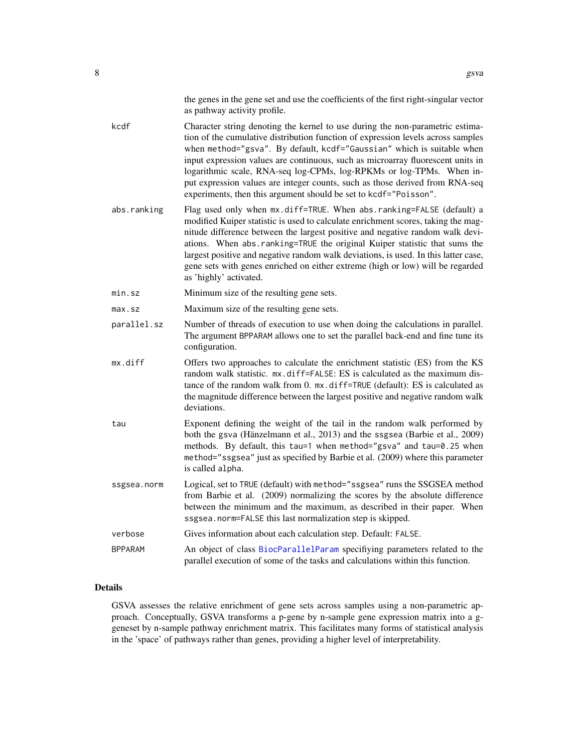the genes in the gene set and use the coefficients of the first right-singular vector as pathway activity profile.

kcdf
: Character string denoting the kernel to use during the non-parametric estimation of the cumulative distribution function of expression levels across samples when `method="gsva"`. By default, `kcdf="Gaussian"` which is suitable when input expression values are continuous, such as microarray fluorescent units in logarithmic scale, RNA-seq log-CPMs, log-RPKMs or log-TPMs. When input expression values are integer counts, such as those derived from RNA-seq experiments, then this argument should be set to `kcdf="Poisson"`.

abs.ranking
: Flag used only when `mx.diff=TRUE`. When `abs.ranking=FALSE` (default) a modified Kuiper statistic is used to calculate enrichment scores, taking the magnitude difference between the largest positive and negative random walk deviations. When `abs.ranking=TRUE` the original Kuiper statistic that sums the largest positive and negative random walk deviations, is used. In this latter case, gene sets with genes enriched on either extreme (high or low) will be regarded as 'highly' activated.

min.sz
: Minimum size of the resulting gene sets.

max.sz
: Maximum size of the resulting gene sets.

parallel.sz
: Number of threads of execution to use when doing the calculations in parallel. The argument `BPPARAM` allows one to set the parallel back-end and fine tune its configuration.

mx.diff
: Offers two approaches to calculate the enrichment statistic (ES) from the KS random walk statistic. `mx.diff=FALSE`: ES is calculated as the maximum distance of the random walk from 0. `mx.diff=TRUE` (default): ES is calculated as the magnitude difference between the largest positive and negative random walk deviations.

tau
: Exponent defining the weight of the tail in the random walk performed by both the `gsva` (Hänzelmann et al., 2013) and the `ssgsea` (Barbie et al., 2009) methods. By default, this `tau=1` when `method="gsva"` and `tau=0.25` when `method="ssgsea"` just as specified by Barbie et al. (2009) where this parameter is called `alpha`.

ssgsea.norm
: Logical, set to `TRUE` (default) with `method="ssgsea"` runs the SSGSEA method from Barbie et al. (2009) normalizing the scores by the absolute difference between the minimum and the maximum, as described in their paper. When `ssgsea.norm=FALSE` this last normalization step is skipped.

verbose
: Gives information about each calculation step. Default: `FALSE`.

BPPARAM
: An object of class `BiocParallelParam` specifiying parameters related to the parallel execution of some of the tasks and calculations within this function.

## Details

GSVA assesses the relative enrichment of gene sets across samples using a non-parametric approach. Conceptually, GSVA transforms a p-gene by n-sample gene expression matrix into a g-geneset by n-sample pathway enrichment matrix. This facilitates many forms of statistical analysis in the 'space' of pathways rather than genes, providing a higher level of interpretability.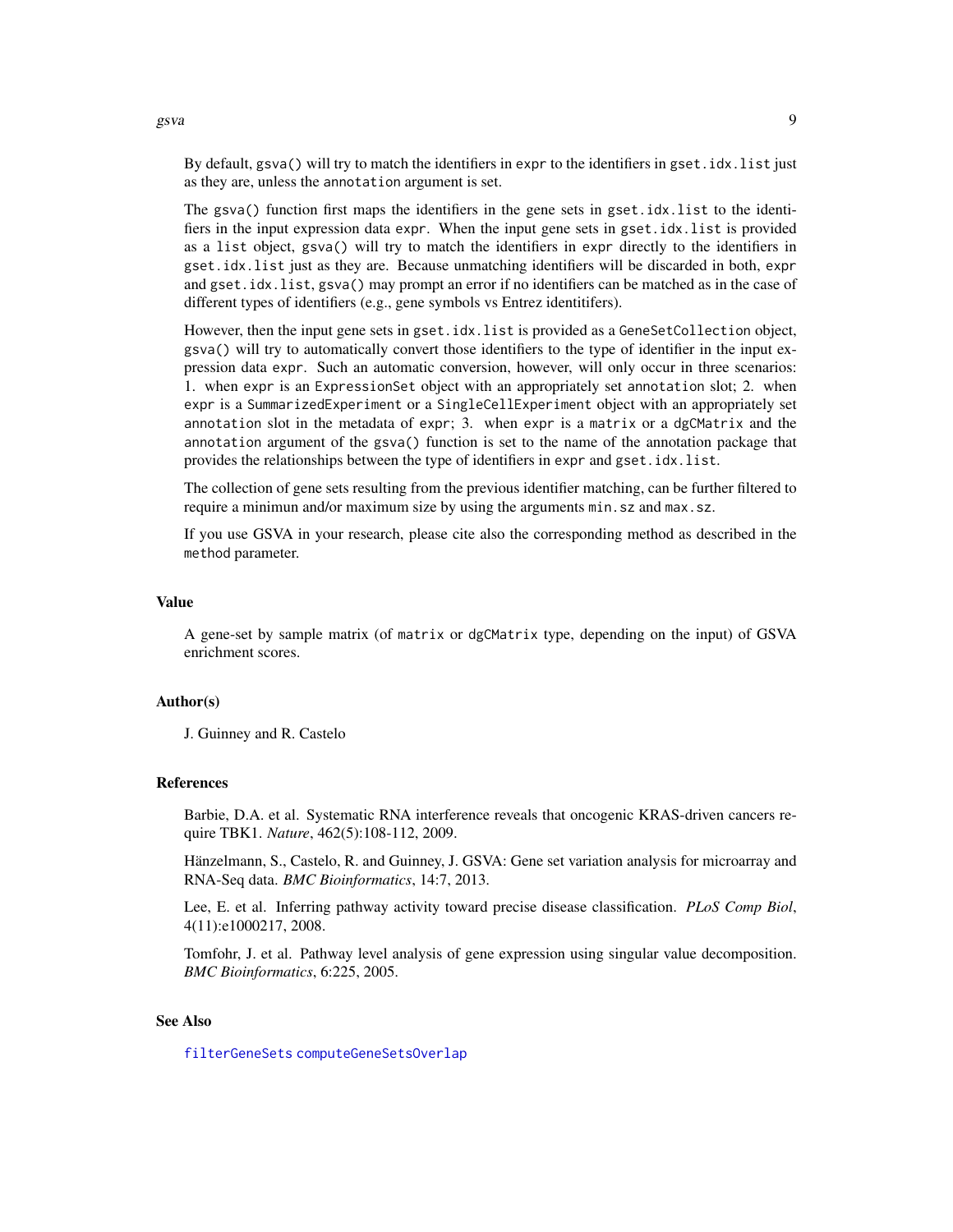By default, `gsva()` will try to match the identifiers in `expr` to the identifiers in `gset.idx.list` just as they are, unless the `annotation` argument is set.

The `gsva()` function first maps the identifiers in the gene sets in `gset.idx.list` to the identifiers in the input expression data `expr`. When the input gene sets in `gset.idx.list` is provided as a `list` object, `gsva()` will try to match the identifiers in `expr` directly to the identifiers in `gset.idx.list` just as they are. Because unmatching identifiers will be discarded in both, `expr` and `gset.idx.list`, `gsva()` may prompt an error if no identifiers can be matched as in the case of different types of identifiers (e.g., gene symbols vs Entrez identitifers).

However, then the input gene sets in `gset.idx.list` is provided as a `GeneSetCollection` object, `gsva()` will try to automatically convert those identifiers to the type of identifier in the input expression data `expr`. Such an automatic conversion, however, will only occur in three scenarios: 1. when `expr` is an `ExpressionSet` object with an appropriately set `annotation` slot; 2. when `expr` is a `SummarizedExperiment` or a `SingleCellExperiment` object with an appropriately set `annotation` slot in the metadata of `expr`; 3. when `expr` is a `matrix` or a `dgCMatrix` and the `annotation` argument of the `gsva()` function is set to the name of the annotation package that provides the relationships between the type of identifiers in `expr` and `gset.idx.list`.

The collection of gene sets resulting from the previous identifier matching, can be further filtered to require a minimun and/or maximum size by using the arguments `min.sz` and `max.sz`.

If you use GSVA in your research, please cite also the corresponding method as described in the `method` parameter.

## Value

A gene-set by sample matrix (of `matrix` or `dgCMatrix` type, depending on the input) of GSVA enrichment scores.

## Author(s)

J. Guinney and R. Castelo

## References

Barbie, D.A. et al. Systematic RNA interference reveals that oncogenic KRAS-driven cancers require TBK1. *Nature*, 462(5):108-112, 2009.

Hänzelmann, S., Castelo, R. and Guinney, J. GSVA: Gene set variation analysis for microarray and RNA-Seq data. *BMC Bioinformatics*, 14:7, 2013.

Lee, E. et al. Inferring pathway activity toward precise disease classification. *PLoS Comp Biol*, 4(11):e1000217, 2008.

Tomfohr, J. et al. Pathway level analysis of gene expression using singular value decomposition. *BMC Bioinformatics*, 6:225, 2005.

## See Also

`filterGeneSets` `computeGeneSetsOverlap`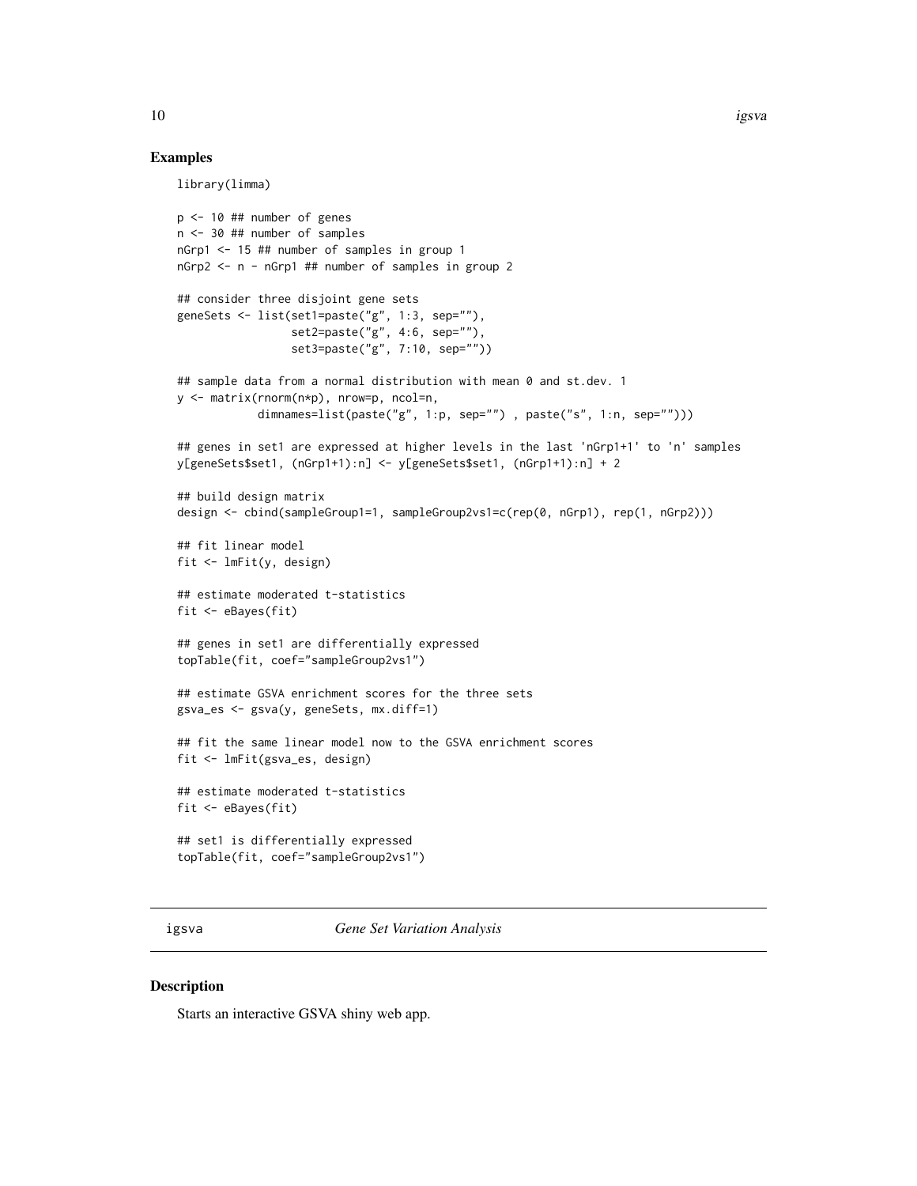## Examples

```
library(limma)

p <- 10 ## number of genes
n <- 30 ## number of samples
nGrp1 <- 15 ## number of samples in group 1
nGrp2 <- n - nGrp1 ## number of samples in group 2

## consider three disjoint gene sets
geneSets <- list(set1=paste("g", 1:3, sep=""),
                 set2=paste("g", 4:6, sep=""),
                 set3=paste("g", 7:10, sep=""))

## sample data from a normal distribution with mean 0 and st.dev. 1
y <- matrix(rnorm(n*p), nrow=p, ncol=n,
            dimnames=list(paste("g", 1:p, sep="") , paste("s", 1:n, sep="")))

## genes in set1 are expressed at higher levels in the last 'nGrp1+1' to 'n' samples
y[geneSets$set1, (nGrp1+1):n] <- y[geneSets$set1, (nGrp1+1):n] + 2

## build design matrix
design <- cbind(sampleGroup1=1, sampleGroup2vs1=c(rep(0, nGrp1), rep(1, nGrp2)))

## fit linear model
fit <- lmFit(y, design)

## estimate moderated t-statistics
fit <- eBayes(fit)

## genes in set1 are differentially expressed
topTable(fit, coef="sampleGroup2vs1")

## estimate GSVA enrichment scores for the three sets
gsva_es <- gsva(y, geneSets, mx.diff=1)

## fit the same linear model now to the GSVA enrichment scores
fit <- lmFit(gsva_es, design)

## estimate moderated t-statistics
fit <- eBayes(fit)

## set1 is differentially expressed
topTable(fit, coef="sampleGroup2vs1")
```

---

igsva *Gene Set Variation Analysis*

---

## Description

Starts an interactive GSVA shiny web app.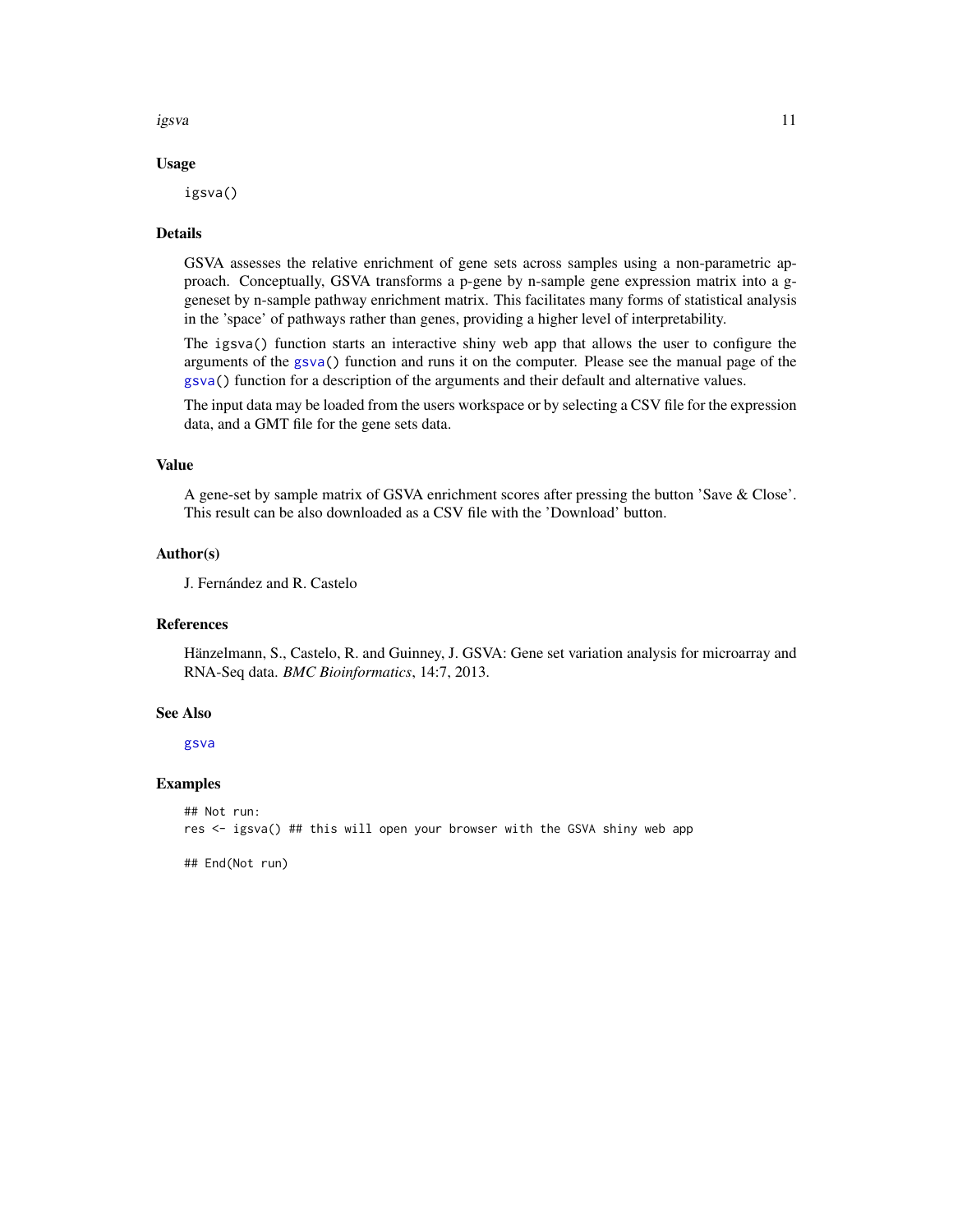## Usage

```
igsva()
```

## Details

GSVA assesses the relative enrichment of gene sets across samples using a non-parametric approach. Conceptually, GSVA transforms a p-gene by n-sample gene expression matrix into a g-geneset by n-sample pathway enrichment matrix. This facilitates many forms of statistical analysis in the 'space' of pathways rather than genes, providing a higher level of interpretability.

The `igsva()` function starts an interactive shiny web app that allows the user to configure the arguments of the `gsva()` function and runs it on the computer. Please see the manual page of the `gsva()` function for a description of the arguments and their default and alternative values.

The input data may be loaded from the users workspace or by selecting a CSV file for the expression data, and a GMT file for the gene sets data.

## Value

A gene-set by sample matrix of GSVA enrichment scores after pressing the button 'Save & Close'. This result can be also downloaded as a CSV file with the 'Download' button.

## Author(s)

J. Fernández and R. Castelo

## References

Hänzelmann, S., Castelo, R. and Guinney, J. GSVA: Gene set variation analysis for microarray and RNA-Seq data. *BMC Bioinformatics*, 14:7, 2013.

## See Also

`gsva`

## Examples

```
## Not run:
res <- igsva() ## this will open your browser with the GSVA shiny web app

## End(Not run)
```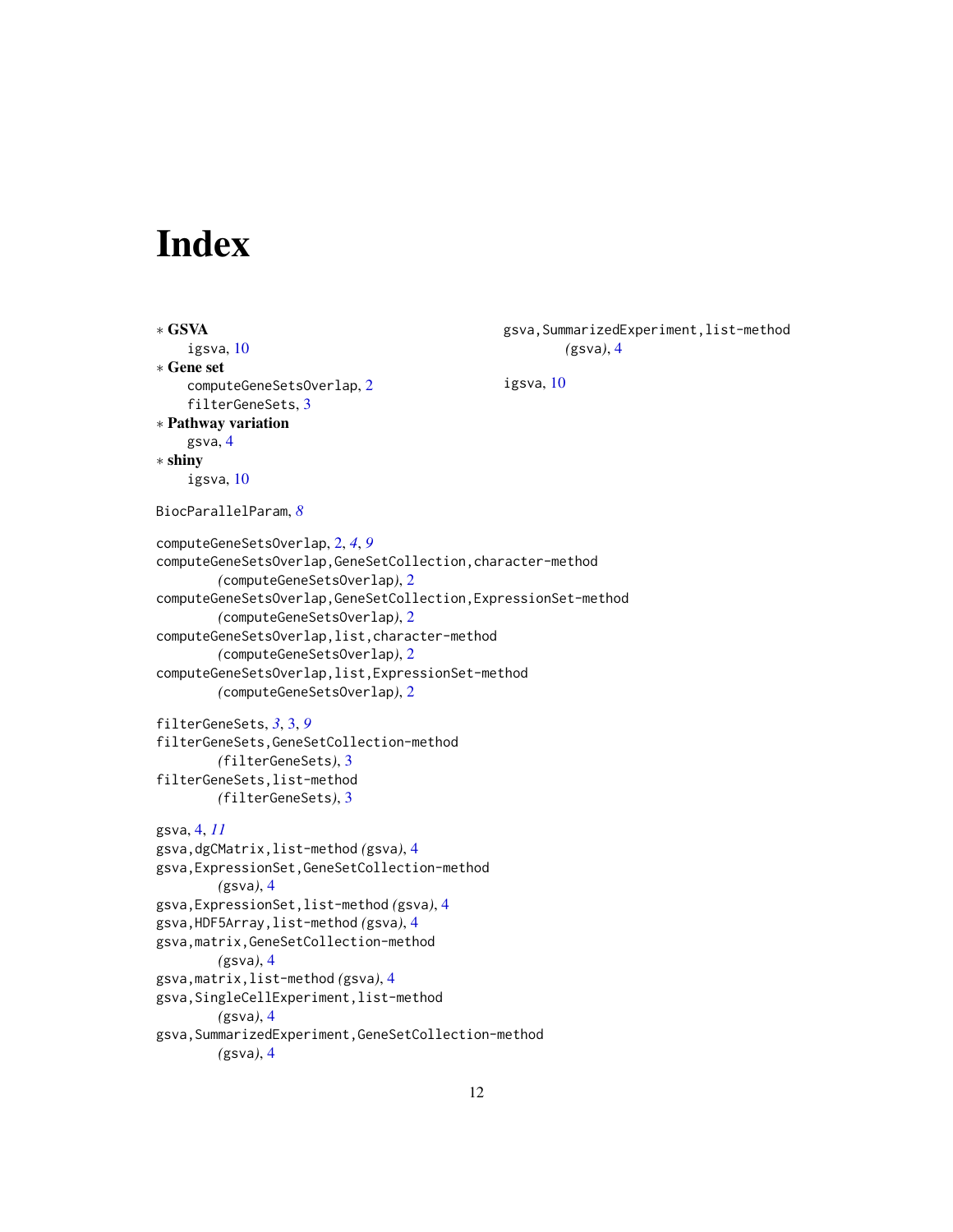# Index

\* **GSVA**
igsva, 10

\* **Gene set**
computeGeneSetsOverlap, 2
filterGeneSets, 3

\* **Pathway variation**
gsva, 4

\* **shiny**
igsva, 10

BiocParallelParam, *8*

computeGeneSetsOverlap, 2, *4*, *9*
computeGeneSetsOverlap,GeneSetCollection,character-method *(computeGeneSetsOverlap)*, 2
computeGeneSetsOverlap,GeneSetCollection,ExpressionSet-method *(computeGeneSetsOverlap)*, 2
computeGeneSetsOverlap,list,character-method *(computeGeneSetsOverlap)*, 2
computeGeneSetsOverlap,list,ExpressionSet-method *(computeGeneSetsOverlap)*, 2

filterGeneSets, *3*, 3, *9*
filterGeneSets,GeneSetCollection-method *(filterGeneSets)*, 3
filterGeneSets,list-method *(filterGeneSets)*, 3

gsva, 4, *11*
gsva,dgCMatrix,list-method *(gsva)*, 4
gsva,ExpressionSet,GeneSetCollection-method *(gsva)*, 4
gsva,ExpressionSet,list-method *(gsva)*, 4
gsva,HDF5Array,list-method *(gsva)*, 4
gsva,matrix,GeneSetCollection-method *(gsva)*, 4
gsva,matrix,list-method *(gsva)*, 4
gsva,SingleCellExperiment,list-method *(gsva)*, 4
gsva,SummarizedExperiment,GeneSetCollection-method *(gsva)*, 4
gsva,SummarizedExperiment,list-method *(gsva)*, 4

igsva, 10